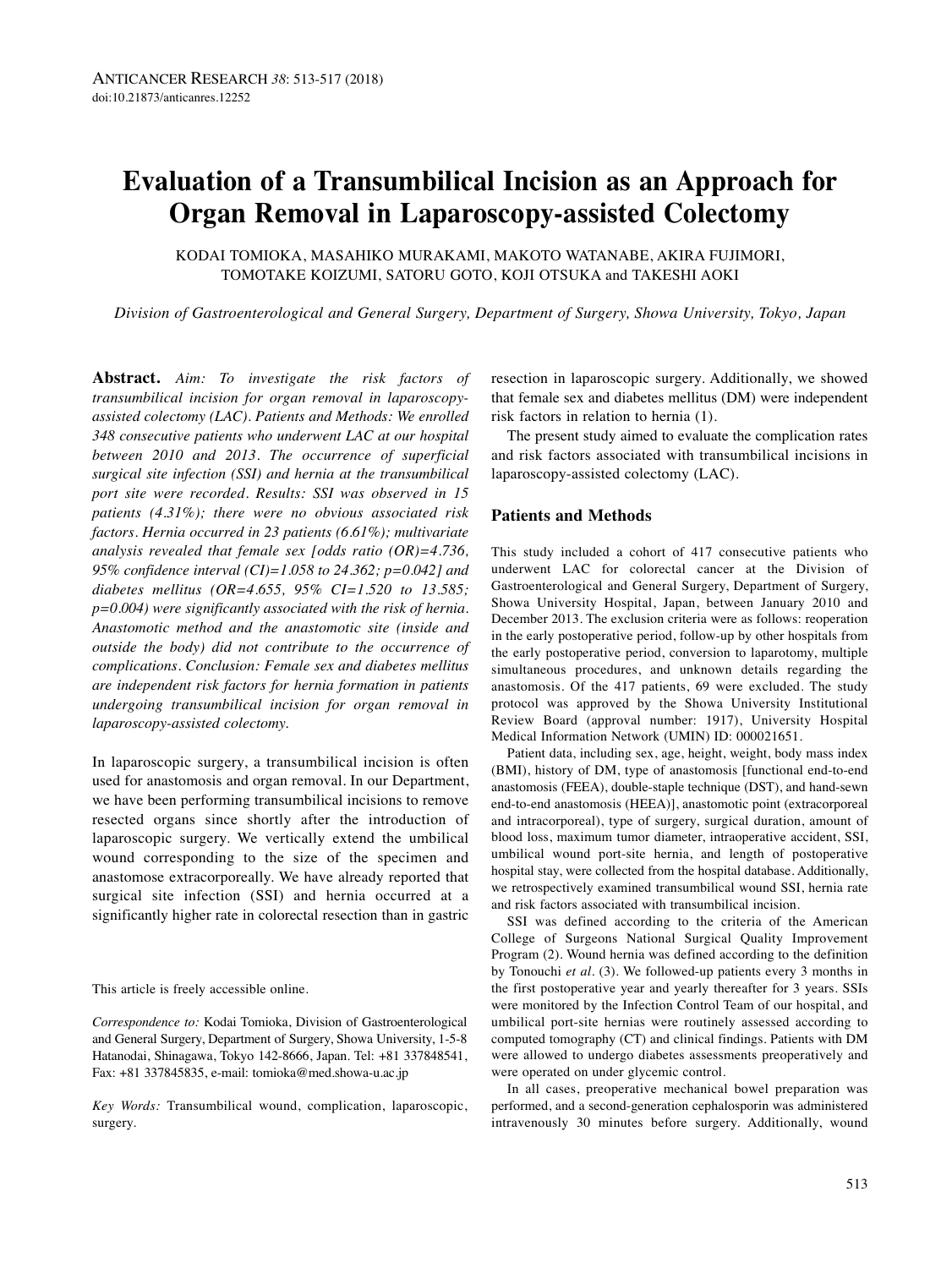# Evaluation of a Transumbilical Incision as an Approach for Organ Removal in Laparoscopy-assisted Colectomy

KODAI TOMIOKA, MASAHIKO MURAKAMI, MAKOTO WATANABE, AKIRA FUJIMORI, TOMOTAKE KOIZUMI, SATORU GOTO, KOJI OTSUKA and TAKESHI AOKI

*Division of Gastroenterological and General Surgery, Department of Surgery, Showa University, Tokyo, Japan*

**Abstract.** *Aim: To investigate the risk factors of transumbilical incision for organ removal in laparoscopy-assisted colectomy (LAC). Patients and Methods: We enrolled 348 consecutive patients who underwent LAC at our hospital between 2010 and 2013. The occurrence of superficial surgical site infection (SSI) and hernia at the transumbilical port site were recorded. Results: SSI was observed in 15 patients (4.31%); there were no obvious associated risk factors. Hernia occurred in 23 patients (6.61%); multivariate analysis revealed that female sex [odds ratio (OR)=4.736, 95% confidence interval (CI)=1.058 to 24.362; p=0.042] and diabetes mellitus (OR=4.655, 95% CI=1.520 to 13.585; p=0.004) were significantly associated with the risk of hernia. Anastomotic method and the anastomotic site (inside and outside the body) did not contribute to the occurrence of complications. Conclusion: Female sex and diabetes mellitus are independent risk factors for hernia formation in patients undergoing transumbilical incision for organ removal in laparoscopy-assisted colectomy.*

In laparoscopic surgery, a transumbilical incision is often used for anastomosis and organ removal. In our Department, we have been performing transumbilical incisions to remove resected organs since shortly after the introduction of laparoscopic surgery. We vertically extend the umbilical wound corresponding to the size of the specimen and anastomose extracorporeally. We have already reported that surgical site infection (SSI) and hernia occurred at a significantly higher rate in colorectal resection than in gastric resection in laparoscopic surgery. Additionally, we showed that female sex and diabetes mellitus (DM) were independent risk factors in relation to hernia (1).

The present study aimed to evaluate the complication rates and risk factors associated with transumbilical incisions in laparoscopy-assisted colectomy (LAC).

This article is freely accessible online.

*Correspondence to:* Kodai Tomioka, Division of Gastroenterological and General Surgery, Department of Surgery, Showa University, 1-5-8 Hatanodai, Shinagawa, Tokyo 142-8666, Japan. Tel: +81 337848541, Fax: +81 337845835, e-mail: tomioka@med.showa-u.ac.jp

*Key Words:* Transumbilical wound, complication, laparoscopic, surgery.

## Patients and Methods

This study included a cohort of 417 consecutive patients who underwent LAC for colorectal cancer at the Division of Gastroenterological and General Surgery, Department of Surgery, Showa University Hospital, Japan, between January 2010 and December 2013. The exclusion criteria were as follows: reoperation in the early postoperative period, follow-up by other hospitals from the early postoperative period, conversion to laparotomy, multiple simultaneous procedures, and unknown details regarding the anastomosis. Of the 417 patients, 69 were excluded. The study protocol was approved by the Showa University Institutional Review Board (approval number: 1917), University Hospital Medical Information Network (UMIN) ID: 000021651.

Patient data, including sex, age, height, weight, body mass index (BMI), history of DM, type of anastomosis [functional end-to-end anastomosis (FEEA), double-staple technique (DST), and hand-sewn end-to-end anastomosis (HEEA)], anastomotic point (extracorporeal and intracorporeal), type of surgery, surgical duration, amount of blood loss, maximum tumor diameter, intraoperative accident, SSI, umbilical wound port-site hernia, and length of postoperative hospital stay, were collected from the hospital database. Additionally, we retrospectively examined transumbilical wound SSI, hernia rate and risk factors associated with transumbilical incision.

SSI was defined according to the criteria of the American College of Surgeons National Surgical Quality Improvement Program (2). Wound hernia was defined according to the definition by Tonouchi *et al*. (3). We followed-up patients every 3 months in the first postoperative year and yearly thereafter for 3 years. SSIs were monitored by the Infection Control Team of our hospital, and umbilical port-site hernias were routinely assessed according to computed tomography (CT) and clinical findings. Patients with DM were allowed to undergo diabetes assessments preoperatively and were operated on under glycemic control.

In all cases, preoperative mechanical bowel preparation was performed, and a second-generation cephalosporin was administered intravenously 30 minutes before surgery. Additionally, wound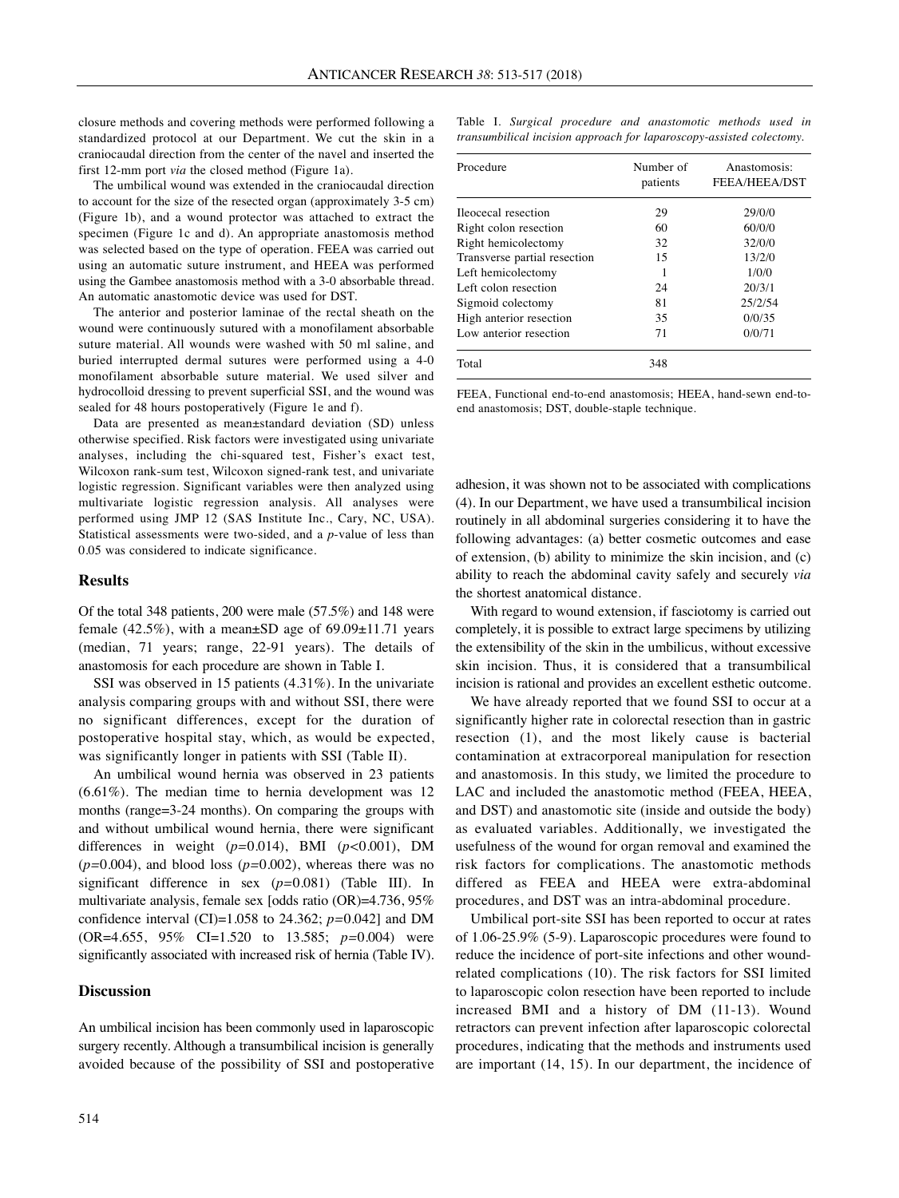closure methods and covering methods were performed following a standardized protocol at our Department. We cut the skin in a craniocaudal direction from the center of the navel and inserted the first 12-mm port *via* the closed method (Figure 1a).

The umbilical wound was extended in the craniocaudal direction to account for the size of the resected organ (approximately 3-5 cm) (Figure 1b), and a wound protector was attached to extract the specimen (Figure 1c and d). An appropriate anastomosis method was selected based on the type of operation. FEEA was carried out using an automatic suture instrument, and HEEA was performed using the Gambee anastomosis method with a 3-0 absorbable thread. An automatic anastomotic device was used for DST.

The anterior and posterior laminae of the rectal sheath on the wound were continuously sutured with a monofilament absorbable suture material. All wounds were washed with 50 ml saline, and buried interrupted dermal sutures were performed using a 4-0 monofilament absorbable suture material. We used silver and hydrocolloid dressing to prevent superficial SSI, and the wound was sealed for 48 hours postoperatively (Figure 1e and f).

Data are presented as mean±standard deviation (SD) unless otherwise specified. Risk factors were investigated using univariate analyses, including the chi-squared test, Fisher's exact test, Wilcoxon rank-sum test, Wilcoxon signed-rank test, and univariate logistic regression. Significant variables were then analyzed using multivariate logistic regression analysis. All analyses were performed using JMP 12 (SAS Institute Inc., Cary, NC, USA). Statistical assessments were two-sided, and a *p*-value of less than 0.05 was considered to indicate significance.

## Results

Of the total 348 patients, 200 were male (57.5%) and 148 were female (42.5%), with a mean±SD age of 69.09±11.71 years (median, 71 years; range, 22-91 years). The details of anastomosis for each procedure are shown in Table I.

SSI was observed in 15 patients (4.31%). In the univariate analysis comparing groups with and without SSI, there were no significant differences, except for the duration of postoperative hospital stay, which, as would be expected, was significantly longer in patients with SSI (Table II).

An umbilical wound hernia was observed in 23 patients (6.61%). The median time to hernia development was 12 months (range=3-24 months). On comparing the groups with and without umbilical wound hernia, there were significant differences in weight ($p$=0.014), BMI ($p$<0.001), DM ($p$=0.004), and blood loss ($p$=0.002), whereas there was no significant difference in sex ($p$=0.081) (Table III). In multivariate analysis, female sex [odds ratio (OR)=4.736, 95% confidence interval (CI)=1.058 to 24.362; $p$=0.042] and DM (OR=4.655, 95% CI=1.520 to 13.585; $p$=0.004) were significantly associated with increased risk of hernia (Table IV).

## Discussion

An umbilical incision has been commonly used in laparoscopic surgery recently. Although a transumbilical incision is generally avoided because of the possibility of SSI and postoperative adhesion, it was shown not to be associated with complications (4). In our Department, we have used a transumbilical incision routinely in all abdominal surgeries considering it to have the following advantages: (a) better cosmetic outcomes and ease of extension, (b) ability to minimize the skin incision, and (c) ability to reach the abdominal cavity safely and securely *via* the shortest anatomical distance.

With regard to wound extension, if fasciotomy is carried out completely, it is possible to extract large specimens by utilizing the extensibility of the skin in the umbilicus, without excessive skin incision. Thus, it is considered that a transumbilical incision is rational and provides an excellent esthetic outcome.

We have already reported that we found SSI to occur at a significantly higher rate in colorectal resection than in gastric resection (1), and the most likely cause is bacterial contamination at extracorporeal manipulation for resection and anastomosis. In this study, we limited the procedure to LAC and included the anastomotic method (FEEA, HEEA, and DST) and anastomotic site (inside and outside the body) as evaluated variables. Additionally, we investigated the usefulness of the wound for organ removal and examined the risk factors for complications. The anastomotic methods differed as FEEA and HEEA were extra-abdominal procedures, and DST was an intra-abdominal procedure.

Umbilical port-site SSI has been reported to occur at rates of 1.06-25.9% (5-9). Laparoscopic procedures were found to reduce the incidence of port-site infections and other wound-related complications (10). The risk factors for SSI limited to laparoscopic colon resection have been reported to include increased BMI and a history of DM (11-13). Wound retractors can prevent infection after laparoscopic colorectal procedures, indicating that the methods and instruments used are important (14, 15). In our department, the incidence of

Table I. *Surgical procedure and anastomotic methods used in transumbilical incision approach for laparoscopy-assisted colectomy.*

| Procedure | Number of patients | Anastomosis: FEEA/HEEA/DST |
|---|---|---|
| Ileocecal resection | 29 | 29/0/0 |
| Right colon resection | 60 | 60/0/0 |
| Right hemicolectomy | 32 | 32/0/0 |
| Transverse partial resection | 15 | 13/2/0 |
| Left hemicolectomy | 1 | 1/0/0 |
| Left colon resection | 24 | 20/3/1 |
| Sigmoid colectomy | 81 | 25/2/54 |
| High anterior resection | 35 | 0/0/35 |
| Low anterior resection | 71 | 0/0/71 |
| Total | 348 | |

FEEA, Functional end-to-end anastomosis; HEEA, hand-sewn end-to-end anastomosis; DST, double-staple technique.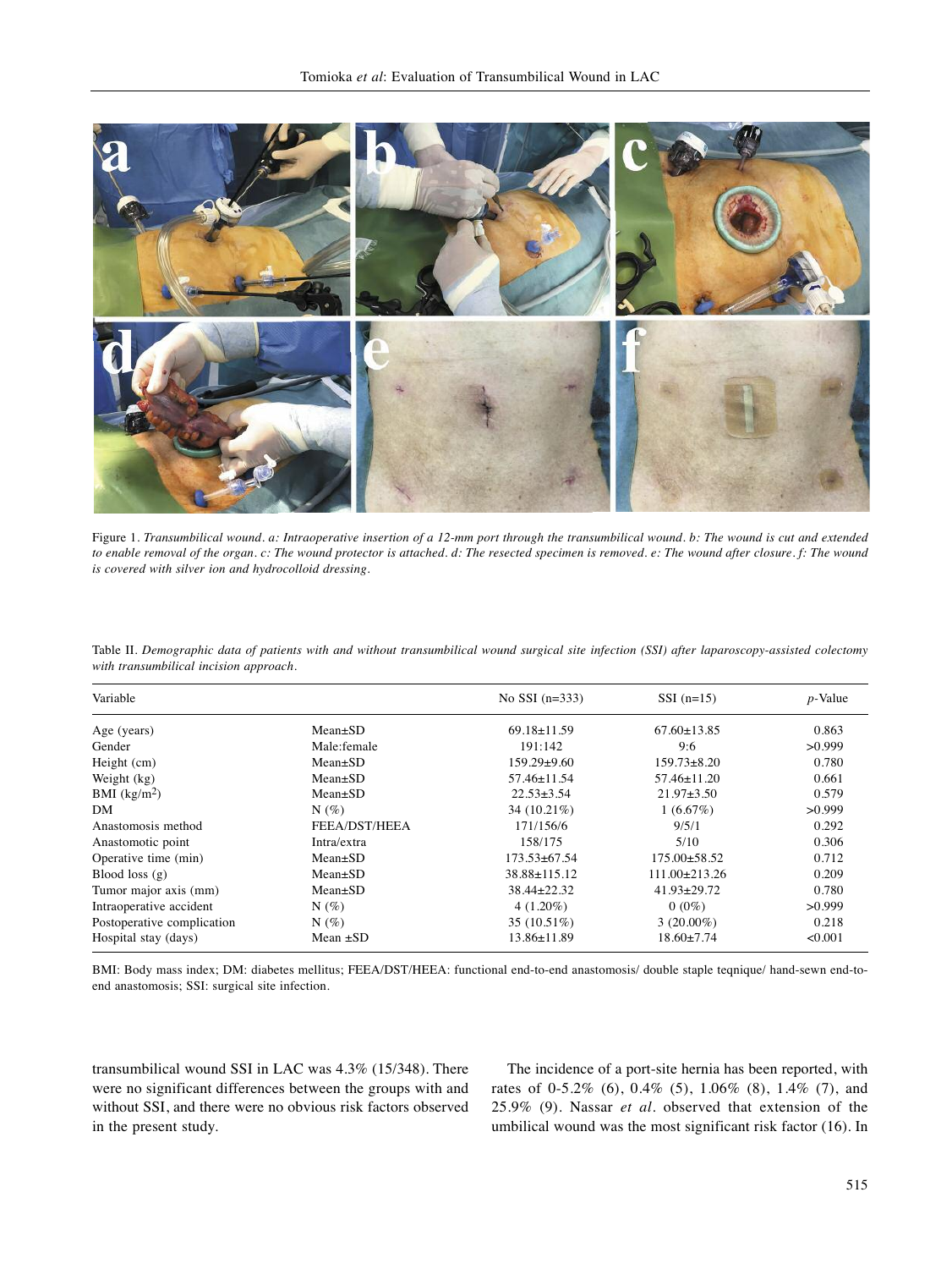Figure 1. *Transumbilical wound. a: Intraoperative insertion of a 12-mm port through the transumbilical wound. b: The wound is cut and extended to enable removal of the organ. c: The wound protector is attached. d: The resected specimen is removed. e: The wound after closure. f: The wound is covered with silver ion and hydrocolloid dressing.*

Table II. *Demographic data of patients with and without transumbilical wound surgical site infection (SSI) after laparoscopy-assisted colectomy with transumbilical incision approach.*

| Variable | | No SSI (n=333) | SSI (n=15) | *p*-Value |
|---|---|---|---|---|
| Age (years) | Mean±SD | 69.18±11.59 | 67.60±13.85 | 0.863 |
| Gender | Male:female | 191:142 | 9:6 | >0.999 |
| Height (cm) | Mean±SD | 159.29±9.60 | 159.73±8.20 | 0.780 |
| Weight (kg) | Mean±SD | 57.46±11.54 | 57.46±11.20 | 0.661 |
| BMI (kg/m$^2$) | Mean±SD | 22.53±3.54 | 21.97±3.50 | 0.579 |
| DM | N (%) | 34 (10.21%) | 1 (6.67%) | >0.999 |
| Anastomosis method | FEEA/DST/HEEA | 171/156/6 | 9/5/1 | 0.292 |
| Anastomotic point | Intra/extra | 158/175 | 5/10 | 0.306 |
| Operative time (min) | Mean±SD | 173.53±67.54 | 175.00±58.52 | 0.712 |
| Blood loss (g) | Mean±SD | 38.88±115.12 | 111.00±213.26 | 0.209 |
| Tumor major axis (mm) | Mean±SD | 38.44±22.32 | 41.93±29.72 | 0.780 |
| Intraoperative accident | N (%) | 4 (1.20%) | 0 (0%) | >0.999 |
| Postoperative complication | N (%) | 35 (10.51%) | 3 (20.00%) | 0.218 |
| Hospital stay (days) | Mean ±SD | 13.86±11.89 | 18.60±7.74 | <0.001 |

BMI: Body mass index; DM: diabetes mellitus; FEEA/DST/HEEA: functional end-to-end anastomosis/ double staple teqnique/ hand-sewn end-to-end anastomosis; SSI: surgical site infection.

transumbilical wound SSI in LAC was 4.3% (15/348). There were no significant differences between the groups with and without SSI, and there were no obvious risk factors observed in the present study.

The incidence of a port-site hernia has been reported, with rates of 0-5.2% (6), 0.4% (5), 1.06% (8), 1.4% (7), and 25.9% (9). Nassar *et al*. observed that extension of the umbilical wound was the most significant risk factor (16). In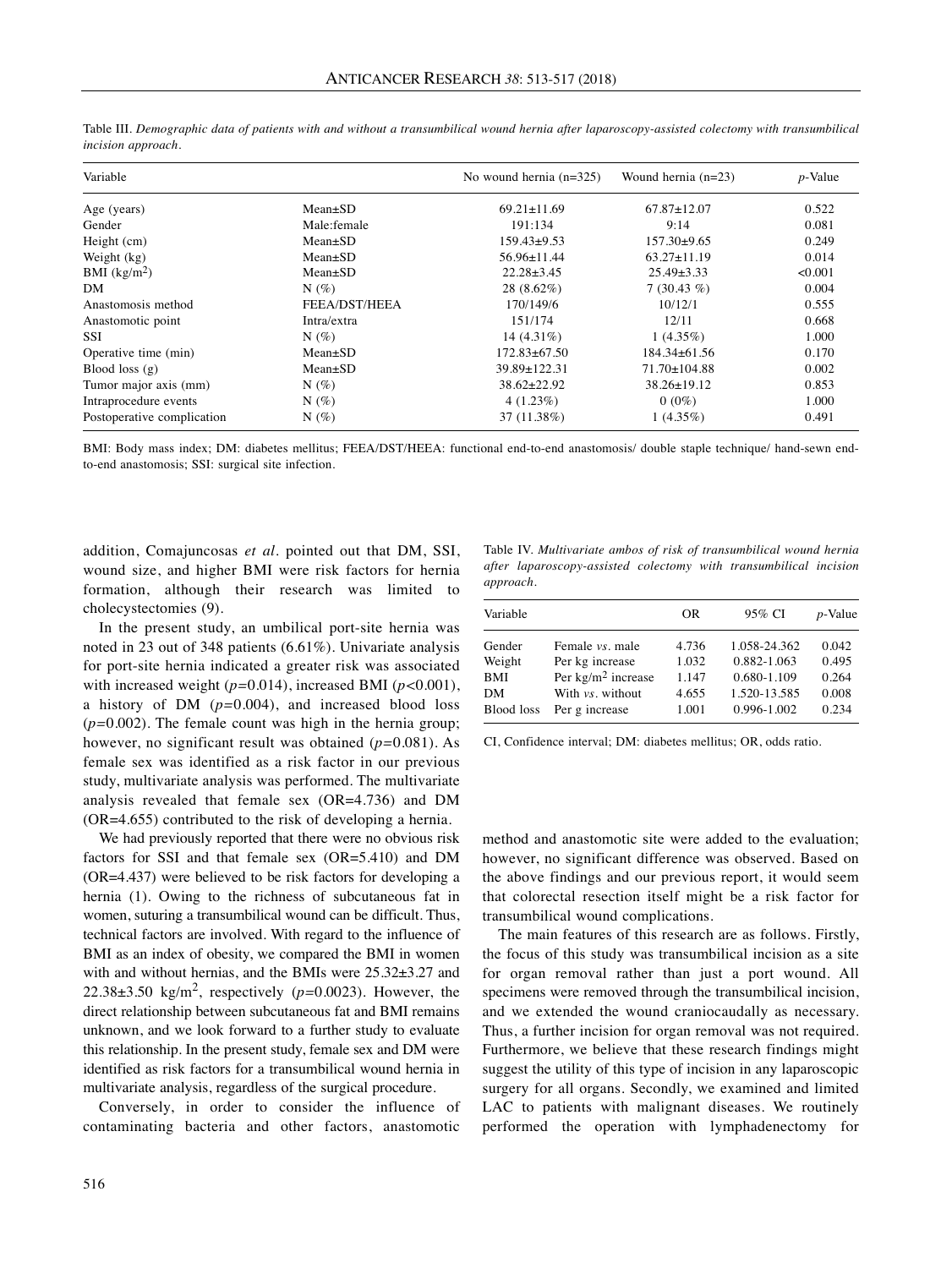Table III. *Demographic data of patients with and without a transumbilical wound hernia after laparoscopy-assisted colectomy with transumbilical incision approach.*

| Variable | | No wound hernia (n=325) | Wound hernia (n=23) | *p*-Value |
|---|---|---|---|---|
| Age (years) | Mean±SD | 69.21±11.69 | 67.87±12.07 | 0.522 |
| Gender | Male:female | 191:134 | 9:14 | 0.081 |
| Height (cm) | Mean±SD | 159.43±9.53 | 157.30±9.65 | 0.249 |
| Weight (kg) | Mean±SD | 56.96±11.44 | 63.27±11.19 | 0.014 |
| BMI (kg/m$^2$) | Mean±SD | 22.28±3.45 | 25.49±3.33 | <0.001 |
| DM | N (%) | 28 (8.62%) | 7 (30.43 %) | 0.004 |
| Anastomosis method | FEEA/DST/HEEA | 170/149/6 | 10/12/1 | 0.555 |
| Anastomotic point | Intra/extra | 151/174 | 12/11 | 0.668 |
| SSI | N (%) | 14 (4.31%) | 1 (4.35%) | 1.000 |
| Operative time (min) | Mean±SD | 172.83±67.50 | 184.34±61.56 | 0.170 |
| Blood loss (g) | Mean±SD | 39.89±122.31 | 71.70±104.88 | 0.002 |
| Tumor major axis (mm) | N (%) | 38.62±22.92 | 38.26±19.12 | 0.853 |
| Intraprocedure events | N (%) | 4 (1.23%) | 0 (0%) | 1.000 |
| Postoperative complication | N (%) | 37 (11.38%) | 1 (4.35%) | 0.491 |

BMI: Body mass index; DM: diabetes mellitus; FEEA/DST/HEEA: functional end-to-end anastomosis/ double staple technique/ hand-sewn end-to-end anastomosis; SSI: surgical site infection.

addition, Comajuncosas *et al*. pointed out that DM, SSI, wound size, and higher BMI were risk factors for hernia formation, although their research was limited to cholecystectomies (9).

In the present study, an umbilical port-site hernia was noted in 23 out of 348 patients (6.61%). Univariate analysis for port-site hernia indicated a greater risk was associated with increased weight ($p$=0.014), increased BMI ($p$<0.001), a history of DM ($p$=0.004), and increased blood loss ($p$=0.002). The female count was high in the hernia group; however, no significant result was obtained ($p$=0.081). As female sex was identified as a risk factor in our previous study, multivariate analysis was performed. The multivariate analysis revealed that female sex (OR=4.736) and DM (OR=4.655) contributed to the risk of developing a hernia.

We had previously reported that there were no obvious risk factors for SSI and that female sex (OR=5.410) and DM (OR=4.437) were believed to be risk factors for developing a hernia (1). Owing to the richness of subcutaneous fat in women, suturing a transumbilical wound can be difficult. Thus, technical factors are involved. With regard to the influence of BMI as an index of obesity, we compared the BMI in women with and without hernias, and the BMIs were 25.32±3.27 and 22.38±3.50 kg/m$^2$, respectively ($p$=0.0023). However, the direct relationship between subcutaneous fat and BMI remains unknown, and we look forward to a further study to evaluate this relationship. In the present study, female sex and DM were identified as risk factors for a transumbilical wound hernia in multivariate analysis, regardless of the surgical procedure.

Conversely, in order to consider the influence of contaminating bacteria and other factors, anastomotic method and anastomotic site were added to the evaluation; however, no significant difference was observed. Based on the above findings and our previous report, it would seem that colorectal resection itself might be a risk factor for transumbilical wound complications.

Table IV. *Multivariate ambos of risk of transumbilical wound hernia after laparoscopy-assisted colectomy with transumbilical incision approach.*

| Variable | | OR | 95% CI | *p*-Value |
|---|---|---|---|---|
| Gender | Female *vs*. male | 4.736 | 1.058-24.362 | 0.042 |
| Weight | Per kg increase | 1.032 | 0.882-1.063 | 0.495 |
| BMI | Per kg/m$^2$ increase | 1.147 | 0.680-1.109 | 0.264 |
| DM | With *vs*. without | 4.655 | 1.520-13.585 | 0.008 |
| Blood loss | Per g increase | 1.001 | 0.996-1.002 | 0.234 |

CI, Confidence interval; DM: diabetes mellitus; OR, odds ratio.

The main features of this research are as follows. Firstly, the focus of this study was transumbilical incision as a site for organ removal rather than just a port wound. All specimens were removed through the transumbilical incision, and we extended the wound craniocaudally as necessary. Thus, a further incision for organ removal was not required. Furthermore, we believe that these research findings might suggest the utility of this type of incision in any laparoscopic surgery for all organs. Secondly, we examined and limited LAC to patients with malignant diseases. We routinely performed the operation with lymphadenectomy for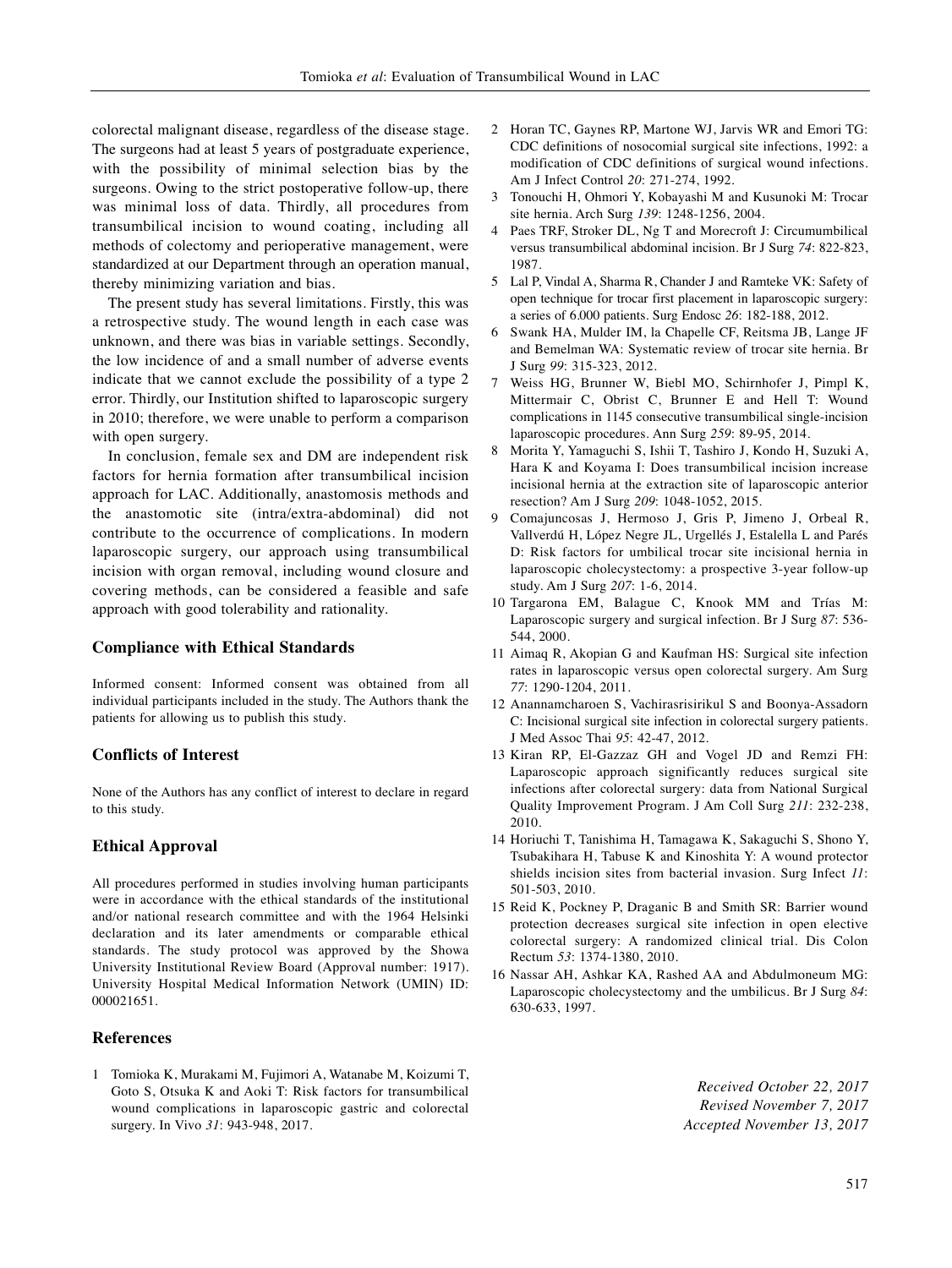colorectal malignant disease, regardless of the disease stage. The surgeons had at least 5 years of postgraduate experience, with the possibility of minimal selection bias by the surgeons. Owing to the strict postoperative follow-up, there was minimal loss of data. Thirdly, all procedures from transumbilical incision to wound coating, including all methods of colectomy and perioperative management, were standardized at our Department through an operation manual, thereby minimizing variation and bias.

The present study has several limitations. Firstly, this was a retrospective study. The wound length in each case was unknown, and there was bias in variable settings. Secondly, the low incidence of and a small number of adverse events indicate that we cannot exclude the possibility of a type 2 error. Thirdly, our Institution shifted to laparoscopic surgery in 2010; therefore, we were unable to perform a comparison with open surgery.

In conclusion, female sex and DM are independent risk factors for hernia formation after transumbilical incision approach for LAC. Additionally, anastomosis methods and the anastomotic site (intra/extra-abdominal) did not contribute to the occurrence of complications. In modern laparoscopic surgery, our approach using transumbilical incision with organ removal, including wound closure and covering methods, can be considered a feasible and safe approach with good tolerability and rationality.

## Compliance with Ethical Standards

Informed consent: Informed consent was obtained from all individual participants included in the study. The Authors thank the patients for allowing us to publish this study.

## Conflicts of Interest

None of the Authors has any conflict of interest to declare in regard to this study.

## Ethical Approval

All procedures performed in studies involving human participants were in accordance with the ethical standards of the institutional and/or national research committee and with the 1964 Helsinki declaration and its later amendments or comparable ethical standards. The study protocol was approved by the Showa University Institutional Review Board (Approval number: 1917). University Hospital Medical Information Network (UMIN) ID: 000021651.

## References

1 Tomioka K, Murakami M, Fujimori A, Watanabe M, Koizumi T, Goto S, Otsuka K and Aoki T: Risk factors for transumbilical wound complications in laparoscopic gastric and colorectal surgery. In Vivo *31*: 943-948, 2017.

2 Horan TC, Gaynes RP, Martone WJ, Jarvis WR and Emori TG: CDC definitions of nosocomial surgical site infections, 1992: a modification of CDC definitions of surgical wound infections. Am J Infect Control *20*: 271-274, 1992.

3 Tonouchi H, Ohmori Y, Kobayashi M and Kusunoki M: Trocar site hernia. Arch Surg *139*: 1248-1256, 2004.

4 Paes TRF, Stroker DL, Ng T and Morecroft J: Circumumbilical versus transumbilical abdominal incision. Br J Surg *74*: 822-823, 1987.

5 Lal P, Vindal A, Sharma R, Chander J and Ramteke VK: Safety of open technique for trocar first placement in laparoscopic surgery: a series of 6.000 patients. Surg Endosc *26*: 182-188, 2012.

6 Swank HA, Mulder IM, la Chapelle CF, Reitsma JB, Lange JF and Bemelman WA: Systematic review of trocar site hernia. Br J Surg *99*: 315-323, 2012.

7 Weiss HG, Brunner W, Biebl MO, Schirnhofer J, Pimpl K, Mittermair C, Obrist C, Brunner E and Hell T: Wound complications in 1145 consecutive transumbilical single-incision laparoscopic procedures. Ann Surg *259*: 89-95, 2014.

8 Morita Y, Yamaguchi S, Ishii T, Tashiro J, Kondo H, Suzuki A, Hara K and Koyama I: Does transumbilical incision increase incisional hernia at the extraction site of laparoscopic anterior resection? Am J Surg *209*: 1048-1052, 2015.

9 Comajuncosas J, Hermoso J, Gris P, Jimeno J, Orbeal R, Vallverdú H, López Negre JL, Urgellés J, Estalella L and Parés D: Risk factors for umbilical trocar site incisional hernia in laparoscopic cholecystectomy: a prospective 3-year follow-up study. Am J Surg *207*: 1-6, 2014.

10 Targarona EM, Balague C, Knook MM and Trías M: Laparoscopic surgery and surgical infection. Br J Surg *87*: 536-544, 2000.

11 Aimaq R, Akopian G and Kaufman HS: Surgical site infection rates in laparoscopic versus open colorectal surgery. Am Surg *77*: 1290-1204, 2011.

12 Anannamcharoen S, Vachirasrisirikul S and Boonya-Assadorn C: Incisional surgical site infection in colorectal surgery patients. J Med Assoc Thai *95*: 42-47, 2012.

13 Kiran RP, El-Gazzaz GH and Vogel JD and Remzi FH: Laparoscopic approach significantly reduces surgical site infections after colorectal surgery: data from National Surgical Quality Improvement Program. J Am Coll Surg *211*: 232-238, 2010.

14 Horiuchi T, Tanishima H, Tamagawa K, Sakaguchi S, Shono Y, Tsubakihara H, Tabuse K and Kinoshita Y: A wound protector shields incision sites from bacterial invasion. Surg Infect *11*: 501-503, 2010.

15 Reid K, Pockney P, Draganic B and Smith SR: Barrier wound protection decreases surgical site infection in open elective colorectal surgery: A randomized clinical trial. Dis Colon Rectum *53*: 1374-1380, 2010.

16 Nassar AH, Ashkar KA, Rashed AA and Abdulmoneum MG: Laparoscopic cholecystectomy and the umbilicus. Br J Surg *84*: 630-633, 1997.

*Received October 22, 2017*
*Revised November 7, 2017*
*Accepted November 13, 2017*